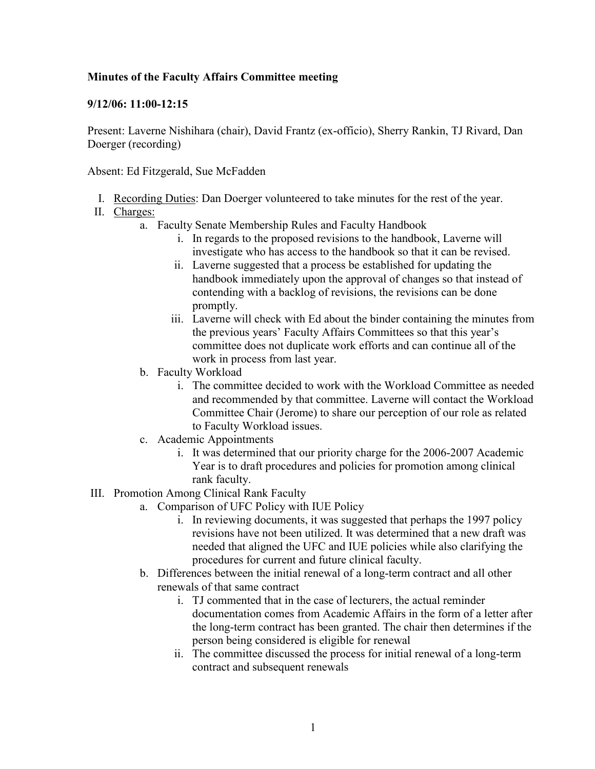**Minutes of the Faculty Affairs Committee meeting**

**9/12/06: 11:00-12:15**

Present: Laverne Nishihara (chair), David Frantz (ex-officio), Sherry Rankin, TJ Rivard, Dan Doerger (recording)

Absent: Ed Fitzgerald, Sue McFadden

I. Recording Duties: Dan Doerger volunteered to take minutes for the rest of the year.

II. Charges:

   a. Faculty Senate Membership Rules and Faculty Handbook

      i. In regards to the proposed revisions to the handbook, Laverne will investigate who has access to the handbook so that it can be revised.

      ii. Laverne suggested that a process be established for updating the handbook immediately upon the approval of changes so that instead of contending with a backlog of revisions, the revisions can be done promptly.

      iii. Laverne will check with Ed about the binder containing the minutes from the previous years' Faculty Affairs Committees so that this year's committee does not duplicate work efforts and can continue all of the work in process from last year.

   b. Faculty Workload

      i. The committee decided to work with the Workload Committee as needed and recommended by that committee. Laverne will contact the Workload Committee Chair (Jerome) to share our perception of our role as related to Faculty Workload issues.

   c. Academic Appointments

      i. It was determined that our priority charge for the 2006-2007 Academic Year is to draft procedures and policies for promotion among clinical rank faculty.

III. Promotion Among Clinical Rank Faculty

   a. Comparison of UFC Policy with IUE Policy

      i. In reviewing documents, it was suggested that perhaps the 1997 policy revisions have not been utilized. It was determined that a new draft was needed that aligned the UFC and IUE policies while also clarifying the procedures for current and future clinical faculty.

   b. Differences between the initial renewal of a long-term contract and all other renewals of that same contract

      i. TJ commented that in the case of lecturers, the actual reminder documentation comes from Academic Affairs in the form of a letter after the long-term contract has been granted. The chair then determines if the person being considered is eligible for renewal

      ii. The committee discussed the process for initial renewal of a long-term contract and subsequent renewals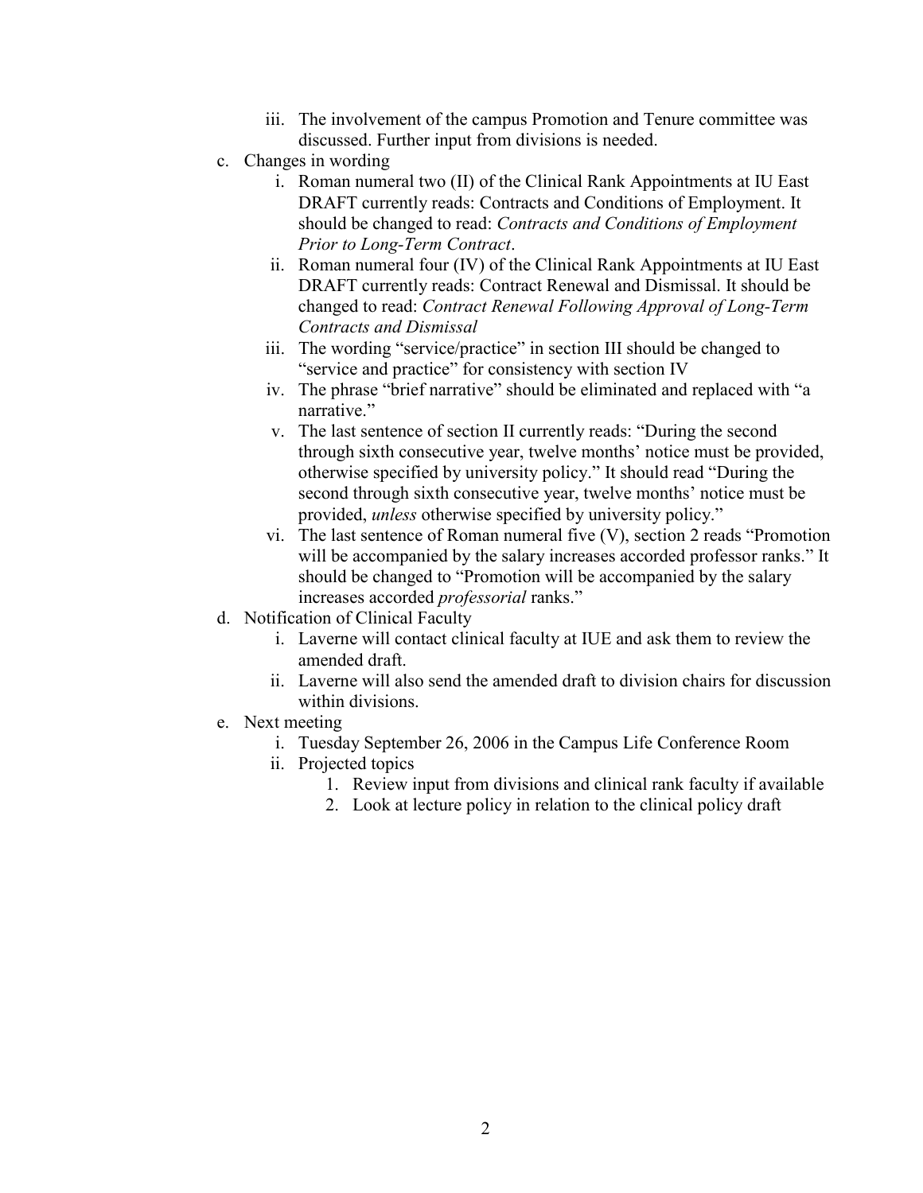iii. The involvement of the campus Promotion and Tenure committee was discussed. Further input from divisions is needed.

c. Changes in wording
   i. Roman numeral two (II) of the Clinical Rank Appointments at IU East DRAFT currently reads: Contracts and Conditions of Employment. It should be changed to read: *Contracts and Conditions of Employment Prior to Long-Term Contract*.
   ii. Roman numeral four (IV) of the Clinical Rank Appointments at IU East DRAFT currently reads: Contract Renewal and Dismissal. It should be changed to read: *Contract Renewal Following Approval of Long-Term Contracts and Dismissal*
   iii. The wording "service/practice" in section III should be changed to "service and practice" for consistency with section IV
   iv. The phrase "brief narrative" should be eliminated and replaced with "a narrative."
   v. The last sentence of section II currently reads: "During the second through sixth consecutive year, twelve months' notice must be provided, otherwise specified by university policy." It should read "During the second through sixth consecutive year, twelve months' notice must be provided, *unless* otherwise specified by university policy."
   vi. The last sentence of Roman numeral five (V), section 2 reads "Promotion will be accompanied by the salary increases accorded professor ranks." It should be changed to "Promotion will be accompanied by the salary increases accorded *professorial* ranks."

d. Notification of Clinical Faculty
   i. Laverne will contact clinical faculty at IUE and ask them to review the amended draft.
   ii. Laverne will also send the amended draft to division chairs for discussion within divisions.

e. Next meeting
   i. Tuesday September 26, 2006 in the Campus Life Conference Room
   ii. Projected topics
      1. Review input from divisions and clinical rank faculty if available
      2. Look at lecture policy in relation to the clinical policy draft